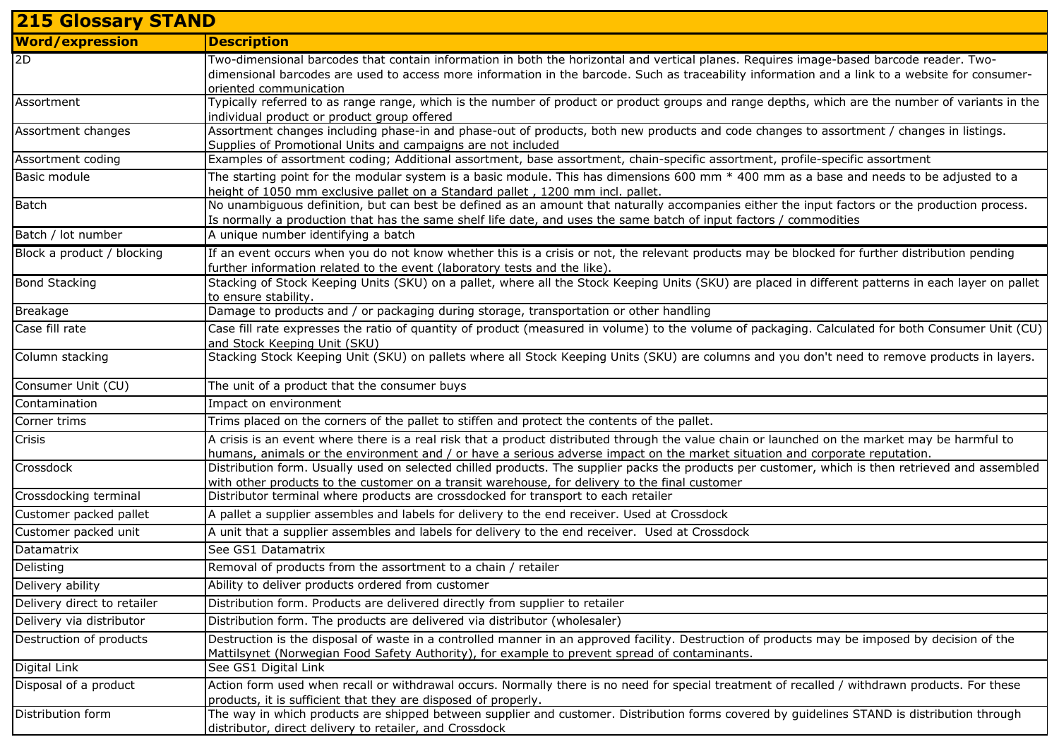| 215 Glossary STAND | |
|---|---|
| **Word/expression** | **Description** |
| 2D | Two-dimensional barcodes that contain information in both the horizontal and vertical planes. Requires image-based barcode reader. Two-dimensional barcodes are used to access more information in the barcode. Such as traceability information and a link to a website for consumer-oriented communication |
| Assortment | Typically referred to as range range, which is the number of product or product groups and range depths, which are the number of variants in the individual product or product group offered |
| Assortment changes | Assortment changes including phase-in and phase-out of products, both new products and code changes to assortment / changes in listings. Supplies of Promotional Units and campaigns are not included |
| Assortment coding | Examples of assortment coding; Additional assortment, base assortment, chain-specific assortment, profile-specific assortment |
| Basic module | The starting point for the modular system is a basic module. This has dimensions 600 mm * 400 mm as a base and needs to be adjusted to a height of 1050 mm exclusive pallet on a Standard pallet , 1200 mm incl. pallet. |
| Batch | No unambiguous definition, but can best be defined as an amount that naturally accompanies either the input factors or the production process. Is normally a production that has the same shelf life date, and uses the same batch of input factors / commodities |
| Batch / lot number | A unique number identifying a batch |
| Block a product / blocking | If an event occurs when you do not know whether this is a crisis or not, the relevant products may be blocked for further distribution pending further information related to the event (laboratory tests and the like). |
| Bond Stacking | Stacking of Stock Keeping Units (SKU) on a pallet, where all the Stock Keeping Units (SKU) are placed in different patterns in each layer on pallet to ensure stability. |
| Breakage | Damage to products and / or packaging during storage, transportation or other handling |
| Case fill rate | Case fill rate expresses the ratio of quantity of product (measured in volume) to the volume of packaging. Calculated for both Consumer Unit (CU) and Stock Keeping Unit (SKU) |
| Column stacking | Stacking Stock Keeping Unit (SKU) on pallets where all Stock Keeping Units (SKU) are columns and you don't need to remove products in layers. |
| Consumer Unit (CU) | The unit of a product that the consumer buys |
| Contamination | Impact on environment |
| Corner trims | Trims placed on the corners of the pallet to stiffen and protect the contents of the pallet. |
| Crisis | A crisis is an event where there is a real risk that a product distributed through the value chain or launched on the market may be harmful to humans, animals or the environment and / or have a serious adverse impact on the market situation and corporate reputation. |
| Crossdock | Distribution form. Usually used on selected chilled products. The supplier packs the products per customer, which is then retrieved and assembled with other products to the customer on a transit warehouse, for delivery to the final customer |
| Crossdocking terminal | Distributor terminal where products are crossdocked for transport to each retailer |
| Customer packed pallet | A pallet a supplier assembles and labels for delivery to the end receiver. Used at Crossdock |
| Customer packed unit | A unit that a supplier assembles and labels for delivery to the end receiver. Used at Crossdock |
| Datamatrix | See GS1 Datamatrix |
| Delisting | Removal of products from the assortment to a chain / retailer |
| Delivery ability | Ability to deliver products ordered from customer |
| Delivery direct to retailer | Distribution form. Products are delivered directly from supplier to retailer |
| Delivery via distributor | Distribution form. The products are delivered via distributor (wholesaler) |
| Destruction of products | Destruction is the disposal of waste in a controlled manner in an approved facility. Destruction of products may be imposed by decision of the Mattilsynet (Norwegian Food Safety Authority), for example to prevent spread of contaminants. |
| Digital Link | See GS1 Digital Link |
| Disposal of a product | Action form used when recall or withdrawal occurs. Normally there is no need for special treatment of recalled / withdrawn products. For these products, it is sufficient that they are disposed of properly. |
| Distribution form | The way in which products are shipped between supplier and customer. Distribution forms covered by guidelines STAND is distribution through distributor, direct delivery to retailer, and Crossdock |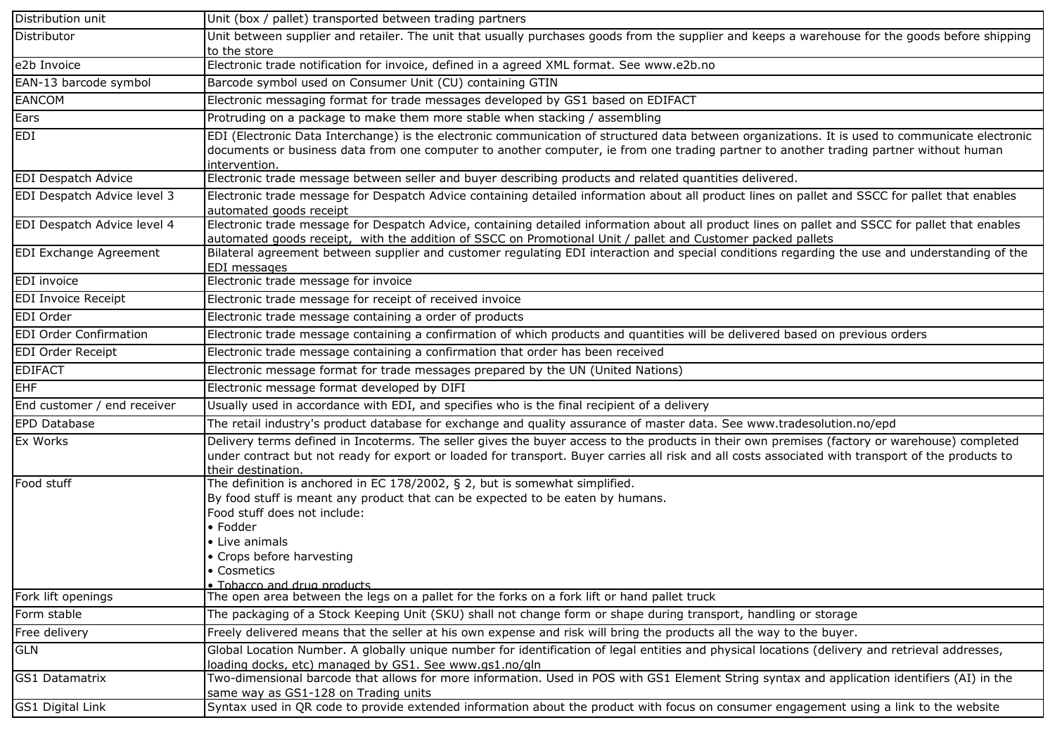| | |
|---|---|
| Distribution unit | Unit (box / pallet) transported between trading partners |
| Distributor | Unit between supplier and retailer. The unit that usually purchases goods from the supplier and keeps a warehouse for the goods before shipping to the store |
| e2b Invoice | Electronic trade notification for invoice, defined in a agreed XML format. See www.e2b.no |
| EAN-13 barcode symbol | Barcode symbol used on Consumer Unit (CU) containing GTIN |
| EANCOM | Electronic messaging format for trade messages developed by GS1 based on EDIFACT |
| Ears | Protruding on a package to make them more stable when stacking / assembling |
| EDI | EDI (Electronic Data Interchange) is the electronic communication of structured data between organizations. It is used to communicate electronic documents or business data from one computer to another computer, ie from one trading partner to another trading partner without human intervention. |
| EDI Despatch Advice | Electronic trade message between seller and buyer describing products and related quantities delivered. |
| EDI Despatch Advice level 3 | Electronic trade message for Despatch Advice containing detailed information about all product lines on pallet and SSCC for pallet that enables automated goods receipt |
| EDI Despatch Advice level 4 | Electronic trade message for Despatch Advice, containing detailed information about all product lines on pallet and SSCC for pallet that enables automated goods receipt, with the addition of SSCC on Promotional Unit / pallet and Customer packed pallets |
| EDI Exchange Agreement | Bilateral agreement between supplier and customer regulating EDI interaction and special conditions regarding the use and understanding of the EDI messages |
| EDI invoice | Electronic trade message for invoice |
| EDI Invoice Receipt | Electronic trade message for receipt of received invoice |
| EDI Order | Electronic trade message containing a order of products |
| EDI Order Confirmation | Electronic trade message containing a confirmation of which products and quantities will be delivered based on previous orders |
| EDI Order Receipt | Electronic trade message containing a confirmation that order has been received |
| EDIFACT | Electronic message format for trade messages prepared by the UN (United Nations) |
| EHF | Electronic message format developed by DIFI |
| End customer / end receiver | Usually used in accordance with EDI, and specifies who is the final recipient of a delivery |
| EPD Database | The retail industry's product database for exchange and quality assurance of master data. See www.tradesolution.no/epd |
| Ex Works | Delivery terms defined in Incoterms. The seller gives the buyer access to the products in their own premises (factory or warehouse) completed under contract but not ready for export or loaded for transport. Buyer carries all risk and all costs associated with transport of the products to their destination. |
| Food stuff | The definition is anchored in EC 178/2002, § 2, but is somewhat simplified.<br>By food stuff is meant any product that can be expected to be eaten by humans.<br>Food stuff does not include:<br>• Fodder<br>• Live animals<br>• Crops before harvesting<br>• Cosmetics<br>• Tobacco and drug products |
| Fork lift openings | The open area between the legs on a pallet for the forks on a fork lift or hand pallet truck |
| Form stable | The packaging of a Stock Keeping Unit (SKU) shall not change form or shape during transport, handling or storage |
| Free delivery | Freely delivered means that the seller at his own expense and risk will bring the products all the way to the buyer. |
| GLN | Global Location Number. A globally unique number for identification of legal entities and physical locations (delivery and retrieval addresses, loading docks, etc) managed by GS1. See www.gs1.no/gln |
| GS1 Datamatrix | Two-dimensional barcode that allows for more information. Used in POS with GS1 Element String syntax and application identifiers (AI) in the same way as GS1-128 on Trading units |
| GS1 Digital Link | Syntax used in QR code to provide extended information about the product with focus on consumer engagement using a link to the website |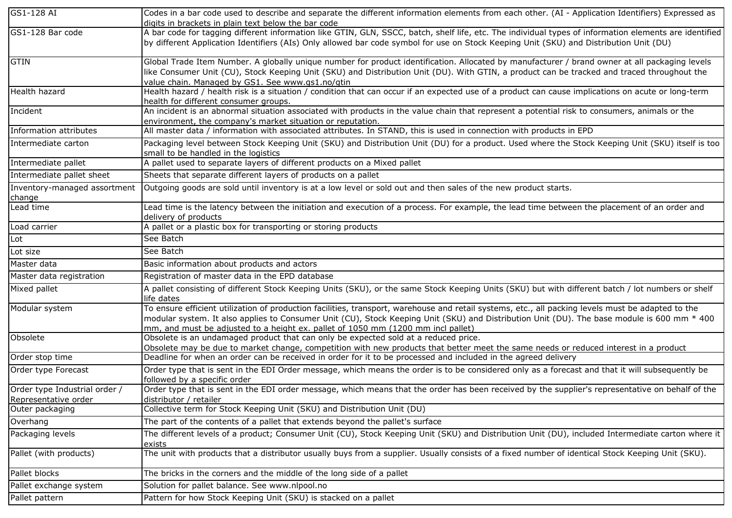| | |
|---|---|
| GS1-128 AI | Codes in a bar code used to describe and separate the different information elements from each other. (AI - Application Identifiers) Expressed as digits in brackets in plain text below the bar code |
| GS1-128 Bar code | A bar code for tagging different information like GTIN, GLN, SSCC, batch, shelf life, etc. The individual types of information elements are identified by different Application Identifiers (AIs) Only allowed bar code symbol for use on Stock Keeping Unit (SKU) and Distribution Unit (DU) |
| GTIN | Global Trade Item Number. A globally unique number for product identification. Allocated by manufacturer / brand owner at all packaging levels like Consumer Unit (CU), Stock Keeping Unit (SKU) and Distribution Unit (DU). With GTIN, a product can be tracked and traced throughout the value chain. Managed by GS1. See www.gs1.no/gtin |
| Health hazard | Health hazard / health risk is a situation / condition that can occur if an expected use of a product can cause implications on acute or long-term health for different consumer groups. |
| Incident | An incident is an abnormal situation associated with products in the value chain that represent a potential risk to consumers, animals or the environment, the company's market situation or reputation. |
| Information attributes | All master data / information with associated attributes. In STAND, this is used in connection with products in EPD |
| Intermediate carton | Packaging level between Stock Keeping Unit (SKU) and Distribution Unit (DU) for a product. Used where the Stock Keeping Unit (SKU) itself is too small to be handled in the logistics |
| Intermediate pallet | A pallet used to separate layers of different products on a Mixed pallet |
| Intermediate pallet sheet | Sheets that separate different layers of products on a pallet |
| Inventory-managed assortment change | Outgoing goods are sold until inventory is at a low level or sold out and then sales of the new product starts. |
| Lead time | Lead time is the latency between the initiation and execution of a process. For example, the lead time between the placement of an order and delivery of products |
| Load carrier | A pallet or a plastic box for transporting or storing products |
| Lot | See Batch |
| Lot size | See Batch |
| Master data | Basic information about products and actors |
| Master data registration | Registration of master data in the EPD database |
| Mixed pallet | A pallet consisting of different Stock Keeping Units (SKU), or the same Stock Keeping Units (SKU) but with different batch / lot numbers or shelf life dates |
| Modular system | To ensure efficient utilization of production facilities, transport, warehouse and retail systems, etc., all packing levels must be adapted to the modular system. It also applies to Consumer Unit (CU), Stock Keeping Unit (SKU) and Distribution Unit (DU). The base module is 600 mm * 400 mm, and must be adjusted to a height ex. pallet of 1050 mm (1200 mm incl pallet) |
| Obsolete | Obsolete is an undamaged product that can only be expected sold at a reduced price. Obsolete may be due to market change, competition with new products that better meet the same needs or reduced interest in a product |
| Order stop time | Deadline for when an order can be received in order for it to be processed and included in the agreed delivery |
| Order type Forecast | Order type that is sent in the EDI Order message, which means the order is to be considered only as a forecast and that it will subsequently be followed by a specific order |
| Order type Industrial order / Representative order | Order type that is sent in the EDI order message, which means that the order has been received by the supplier's representative on behalf of the distributor / retailer |
| Outer packaging | Collective term for Stock Keeping Unit (SKU) and Distribution Unit (DU) |
| Overhang | The part of the contents of a pallet that extends beyond the pallet's surface |
| Packaging levels | The different levels of a product; Consumer Unit (CU), Stock Keeping Unit (SKU) and Distribution Unit (DU), included Intermediate carton where it exists |
| Pallet (with products) | The unit with products that a distributor usually buys from a supplier. Usually consists of a fixed number of identical Stock Keeping Unit (SKU). |
| Pallet blocks | The bricks in the corners and the middle of the long side of a pallet |
| Pallet exchange system | Solution for pallet balance. See www.nlpool.no |
| Pallet pattern | Pattern for how Stock Keeping Unit (SKU) is stacked on a pallet |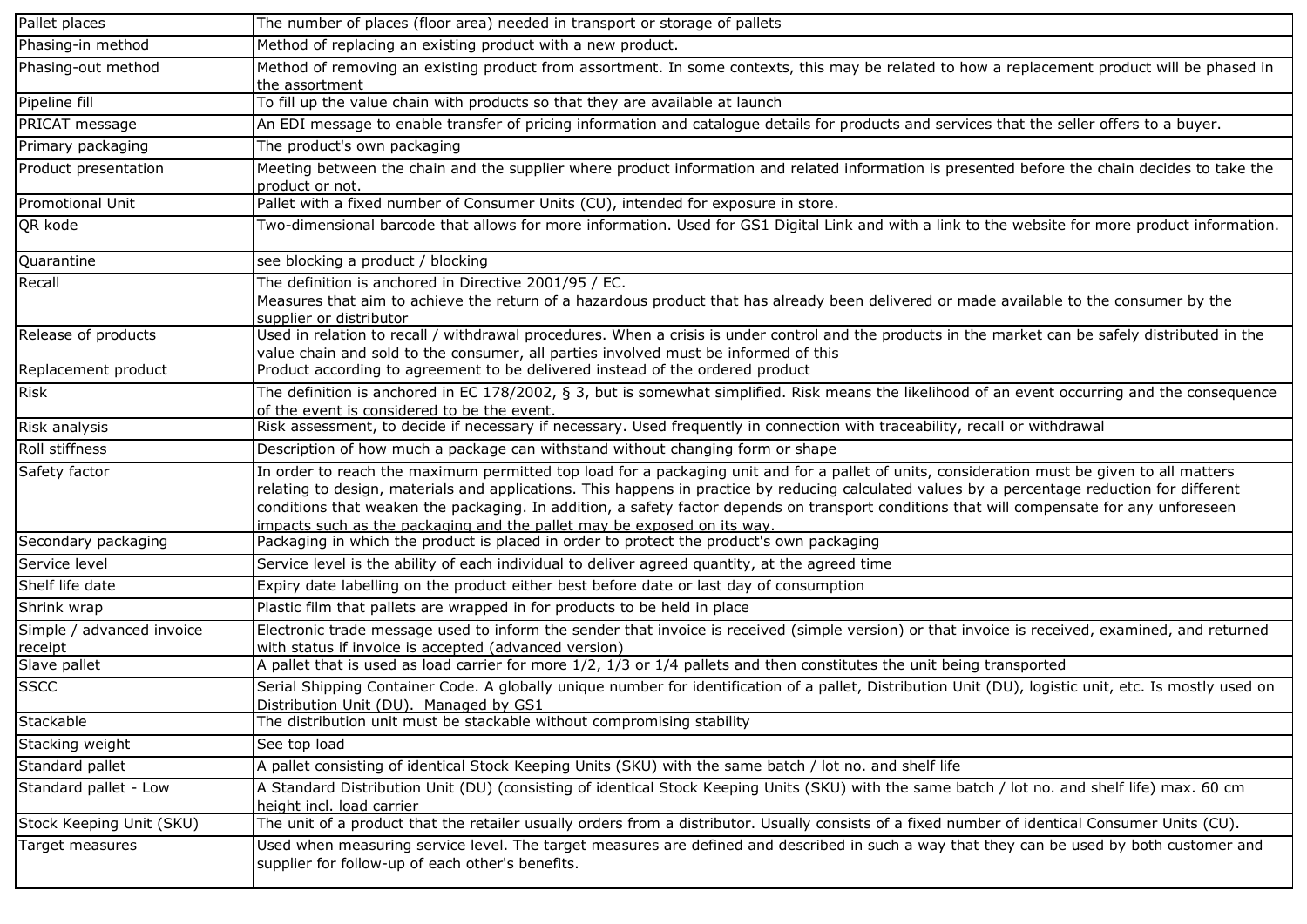| Pallet places | The number of places (floor area) needed in transport or storage of pallets |
|---|---|
| Phasing-in method | Method of replacing an existing product with a new product. |
| Phasing-out method | Method of removing an existing product from assortment. In some contexts, this may be related to how a replacement product will be phased in the assortment |
| Pipeline fill | To fill up the value chain with products so that they are available at launch |
| PRICAT message | An EDI message to enable transfer of pricing information and catalogue details for products and services that the seller offers to a buyer. |
| Primary packaging | The product's own packaging |
| Product presentation | Meeting between the chain and the supplier where product information and related information is presented before the chain decides to take the product or not. |
| Promotional Unit | Pallet with a fixed number of Consumer Units (CU), intended for exposure in store. |
| QR kode | Two-dimensional barcode that allows for more information. Used for GS1 Digital Link and with a link to the website for more product information. |
| Quarantine | see blocking a product / blocking |
| Recall | The definition is anchored in Directive 2001/95 / EC.<br>Measures that aim to achieve the return of a hazardous product that has already been delivered or made available to the consumer by the supplier or distributor |
| Release of products | Used in relation to recall / withdrawal procedures. When a crisis is under control and the products in the market can be safely distributed in the value chain and sold to the consumer, all parties involved must be informed of this |
| Replacement product | Product according to agreement to be delivered instead of the ordered product |
| Risk | The definition is anchored in EC 178/2002, § 3, but is somewhat simplified. Risk means the likelihood of an event occurring and the consequence of the event is considered to be the event. |
| Risk analysis | Risk assessment, to decide if necessary if necessary. Used frequently in connection with traceability, recall or withdrawal |
| Roll stiffness | Description of how much a package can withstand without changing form or shape |
| Safety factor | In order to reach the maximum permitted top load for a packaging unit and for a pallet of units, consideration must be given to all matters relating to design, materials and applications. This happens in practice by reducing calculated values by a percentage reduction for different conditions that weaken the packaging. In addition, a safety factor depends on transport conditions that will compensate for any unforeseen impacts such as the packaging and the pallet may be exposed on its way. |
| Secondary packaging | Packaging in which the product is placed in order to protect the product's own packaging |
| Service level | Service level is the ability of each individual to deliver agreed quantity, at the agreed time |
| Shelf life date | Expiry date labelling on the product either best before date or last day of consumption |
| Shrink wrap | Plastic film that pallets are wrapped in for products to be held in place |
| Simple / advanced invoice receipt | Electronic trade message used to inform the sender that invoice is received (simple version) or that invoice is received, examined, and returned with status if invoice is accepted (advanced version) |
| Slave pallet | A pallet that is used as load carrier for more 1/2, 1/3 or 1/4 pallets and then constitutes the unit being transported |
| SSCC | Serial Shipping Container Code. A globally unique number for identification of a pallet, Distribution Unit (DU), logistic unit, etc. Is mostly used on Distribution Unit (DU). Managed by GS1 |
| Stackable | The distribution unit must be stackable without compromising stability |
| Stacking weight | See top load |
| Standard pallet | A pallet consisting of identical Stock Keeping Units (SKU) with the same batch / lot no. and shelf life |
| Standard pallet - Low | A Standard Distribution Unit (DU) (consisting of identical Stock Keeping Units (SKU) with the same batch / lot no. and shelf life) max. 60 cm height incl. load carrier |
| Stock Keeping Unit (SKU) | The unit of a product that the retailer usually orders from a distributor. Usually consists of a fixed number of identical Consumer Units (CU). |
| Target measures | Used when measuring service level. The target measures are defined and described in such a way that they can be used by both customer and supplier for follow-up of each other's benefits. |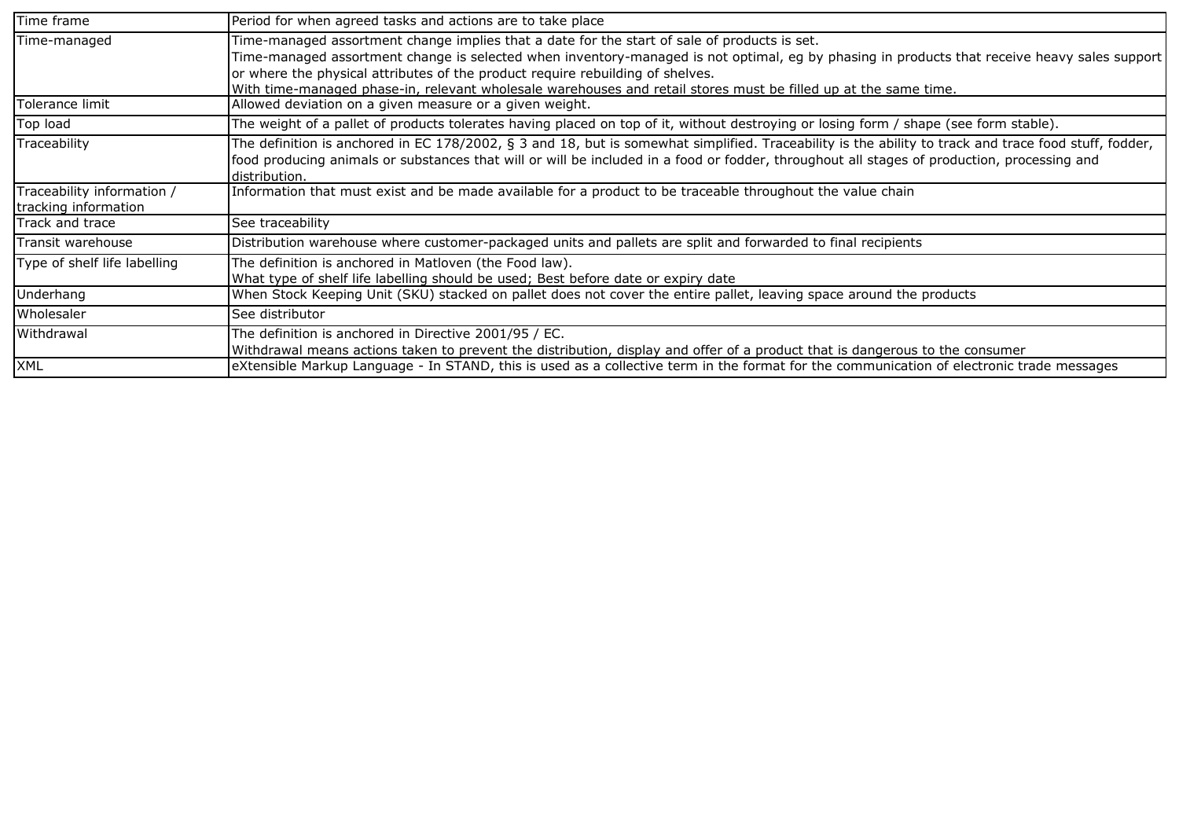| | |
|---|---|
| Time frame | Period for when agreed tasks and actions are to take place |
| Time-managed | Time-managed assortment change implies that a date for the start of sale of products is set.<br>Time-managed assortment change is selected when inventory-managed is not optimal, eg by phasing in products that receive heavy sales support or where the physical attributes of the product require rebuilding of shelves.<br>With time-managed phase-in, relevant wholesale warehouses and retail stores must be filled up at the same time. |
| Tolerance limit | Allowed deviation on a given measure or a given weight. |
| Top load | The weight of a pallet of products tolerates having placed on top of it, without destroying or losing form / shape (see form stable). |
| Traceability | The definition is anchored in EC 178/2002, § 3 and 18, but is somewhat simplified. Traceability is the ability to track and trace food stuff, fodder, food producing animals or substances that will or will be included in a food or fodder, throughout all stages of production, processing and distribution. |
| Traceability information / tracking information | Information that must exist and be made available for a product to be traceable throughout the value chain |
| Track and trace | See traceability |
| Transit warehouse | Distribution warehouse where customer-packaged units and pallets are split and forwarded to final recipients |
| Type of shelf life labelling | The definition is anchored in Matloven (the Food law).<br>What type of shelf life labelling should be used; Best before date or expiry date |
| Underhang | When Stock Keeping Unit (SKU) stacked on pallet does not cover the entire pallet, leaving space around the products |
| Wholesaler | See distributor |
| Withdrawal | The definition is anchored in Directive 2001/95 / EC.<br>Withdrawal means actions taken to prevent the distribution, display and offer of a product that is dangerous to the consumer |
| XML | eXtensible Markup Language - In STAND, this is used as a collective term in the format for the communication of electronic trade messages |